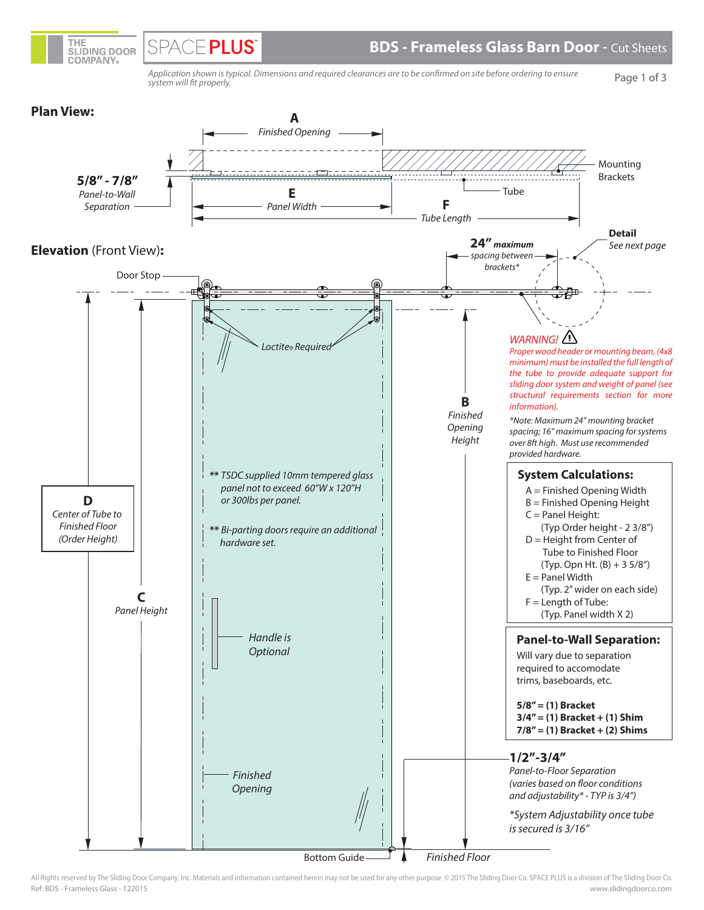# BDS - Frameless Glass Barn Door - Cut Sheets

*Application shown is typical. Dimensions and required clearances are to be confirmed on site before ordering to ensure system will fit properly.*

## Plan View:

**A** *Finished Opening*

**5/8" - 7/8"** *Panel-to-Wall Separation*

**E** *Panel Width*

**F** *Tube Length*

Mounting Brackets

Tube

## Elevation (Front View):

Door Stop

**24"** ***maximum*** *spacing between brackets**

**Detail** *See next page*

*Loctite® Required*

**B** *Finished Opening Height*

**C** *Panel Height*

**D** *Center of Tube to Finished Floor (Order Height)*

*** TSDC supplied 10mm tempered glass panel not to exceed 60"W x 120"H or 300lbs per panel.*

*** Bi-parting doors require an additional hardware set.*

*Handle is Optional*

*Finished Opening*

Bottom Guide

*Finished Floor*

*WARNING!* ⚠ *Proper wood header or mounting beam, (4x8 minimum) must be installed the full length of the tube to provide adequate support for sliding door system and weight of panel (see structural requirements section for more information).*

**Note: Maximum 24" mounting bracket spacing; 16" maximum spacing for systems over 8ft high. Must use recommended provided hardware.*

### System Calculations:

- A = Finished Opening Width
- B = Finished Opening Height
- C = Panel Height: (Typ Order height - 2 3/8")
- D = Height from Center of Tube to Finished Floor (Typ. Opn Ht. (B) + 3 5/8")
- E = Panel Width (Typ. 2" wider on each side)
- F = Length of Tube: (Typ. Panel width X 2)

### Panel-to-Wall Separation:

Will vary due to separation required to accomodate trims, baseboards, etc.

**5/8" = (1) Bracket**
**3/4" = (1) Bracket + (1) Shim**
**7/8" = (1) Bracket + (2) Shims**

**1/2"-3/4"** *Panel-to-Floor Separation (varies based on floor conditions and adjustability* - TYP is 3/4")*

**System Adjustability once tube is secured is 3/16"*

All Rights reserved by The Sliding Door Company, Inc. Materials and information contained herein may not be used for any other purpose. © 2015 The Sliding Door Co. SPACE PLUS is a division of The Sliding Door Co.
Ref: BDS - Frameless Glass - 122015
www.slidingdoorco.com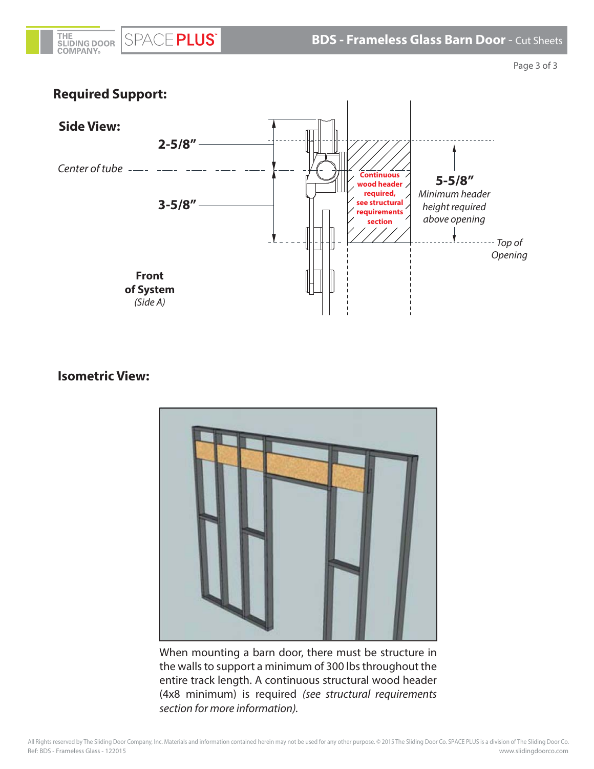## Required Support:

### Side View:

2-5/8"

*Center of tube*

3-5/8"

**Continuous wood header required, see structural requirements section**

**5-5/8"**
*Minimum header height required above opening*

*Top of Opening*

**Front of System**
*(Side A)*

### Isometric View:

When mounting a barn door, there must be structure in the walls to support a minimum of 300 lbs throughout the entire track length. A continuous structural wood header (4x8 minimum) is required *(see structural requirements section for more information).*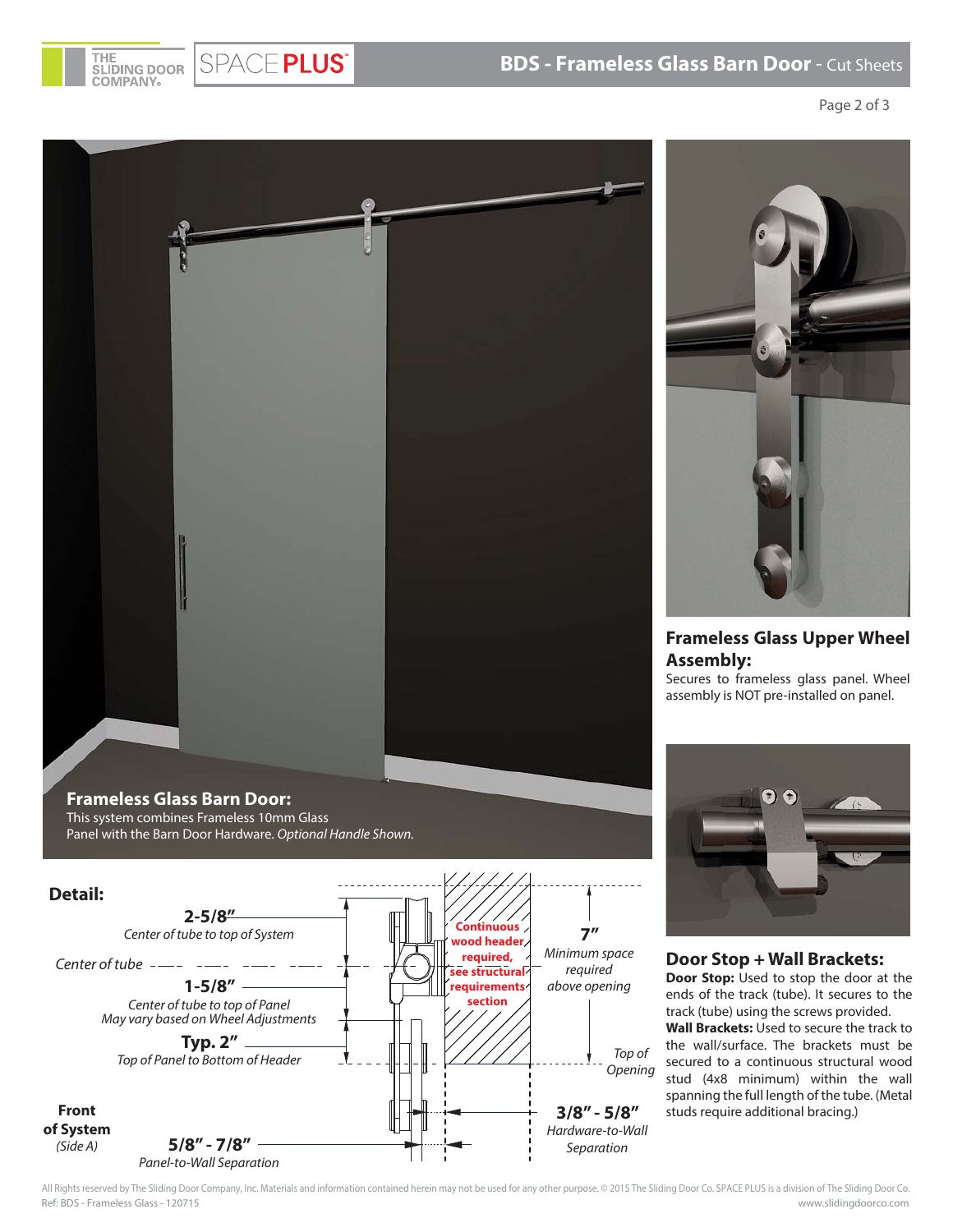## Frameless Glass Barn Door:

This system combines Frameless 10mm Glass Panel with the Barn Door Hardware. *Optional Handle Shown.*

## Frameless Glass Upper Wheel Assembly:

Secures to frameless glass panel. Wheel assembly is NOT pre-installed on panel.

## Detail:

**2-5/8"**
*Center of tube to top of System*

*Center of tube*

**1-5/8"**
*Center of tube to top of Panel*
*May vary based on Wheel Adjustments*

**Typ. 2"**
*Top of Panel to Bottom of Header*

**Front of System**
*(Side A)*

**5/8" - 7/8"**
*Panel-to-Wall Separation*

**Continuous wood header required, see structural requirements section**

**7"**
*Minimum space required above opening*

*Top of Opening*

**3/8" - 5/8"**
*Hardware-to-Wall Separation*

## Door Stop + Wall Brackets:

**Door Stop:** Used to stop the door at the ends of the track (tube). It secures to the track (tube) using the screws provided.

**Wall Brackets:** Used to secure the track to the wall/surface. The brackets must be secured to a continuous structural wood stud (4x8 minimum) within the wall spanning the full length of the tube. (Metal studs require additional bracing.)